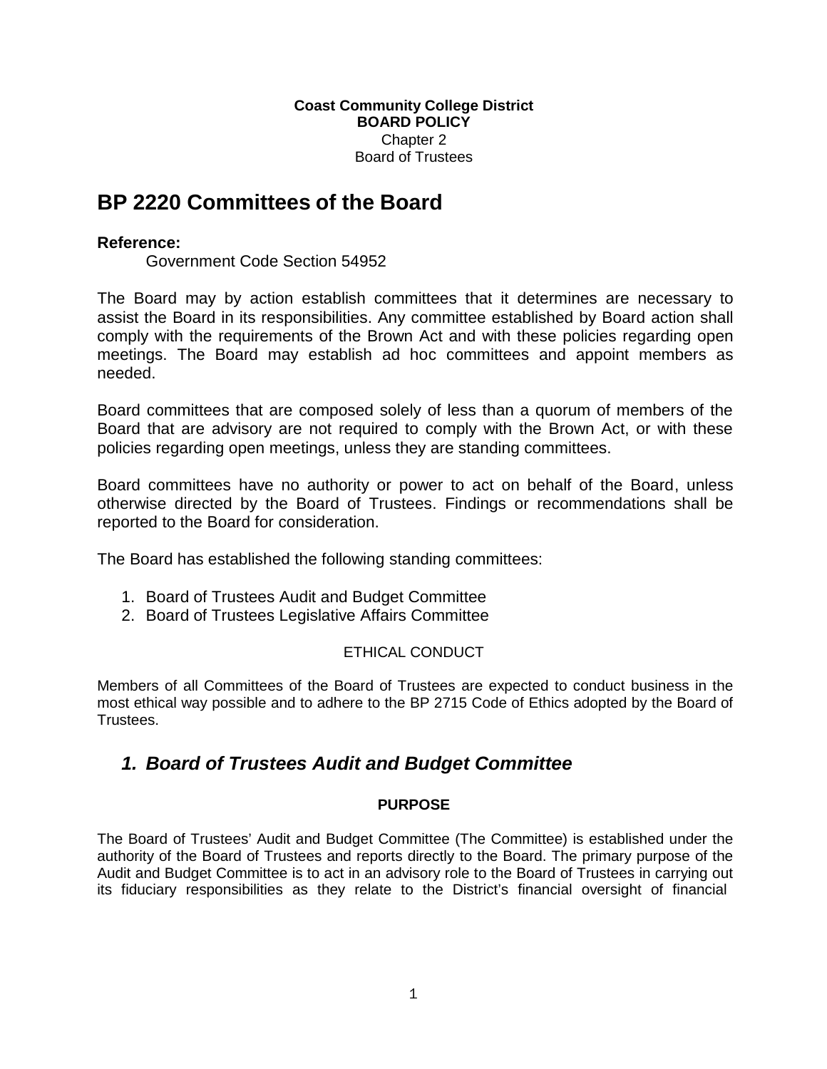**Coast Community College District**
**BOARD POLICY**
Chapter 2
Board of Trustees

# BP 2220 Committees of the Board

**Reference:**
Government Code Section 54952

The Board may by action establish committees that it determines are necessary to assist the Board in its responsibilities. Any committee established by Board action shall comply with the requirements of the Brown Act and with these policies regarding open meetings. The Board may establish ad hoc committees and appoint members as needed.

Board committees that are composed solely of less than a quorum of members of the Board that are advisory are not required to comply with the Brown Act, or with these policies regarding open meetings, unless they are standing committees.

Board committees have no authority or power to act on behalf of the Board, unless otherwise directed by the Board of Trustees. Findings or recommendations shall be reported to the Board for consideration.

The Board has established the following standing committees:

1. Board of Trustees Audit and Budget Committee
2. Board of Trustees Legislative Affairs Committee

ETHICAL CONDUCT

Members of all Committees of the Board of Trustees are expected to conduct business in the most ethical way possible and to adhere to the BP 2715 Code of Ethics adopted by the Board of Trustees.

## *1. Board of Trustees Audit and Budget Committee*

**PURPOSE**

The Board of Trustees' Audit and Budget Committee (The Committee) is established under the authority of the Board of Trustees and reports directly to the Board. The primary purpose of the Audit and Budget Committee is to act in an advisory role to the Board of Trustees in carrying out its fiduciary responsibilities as they relate to the District's financial oversight of financial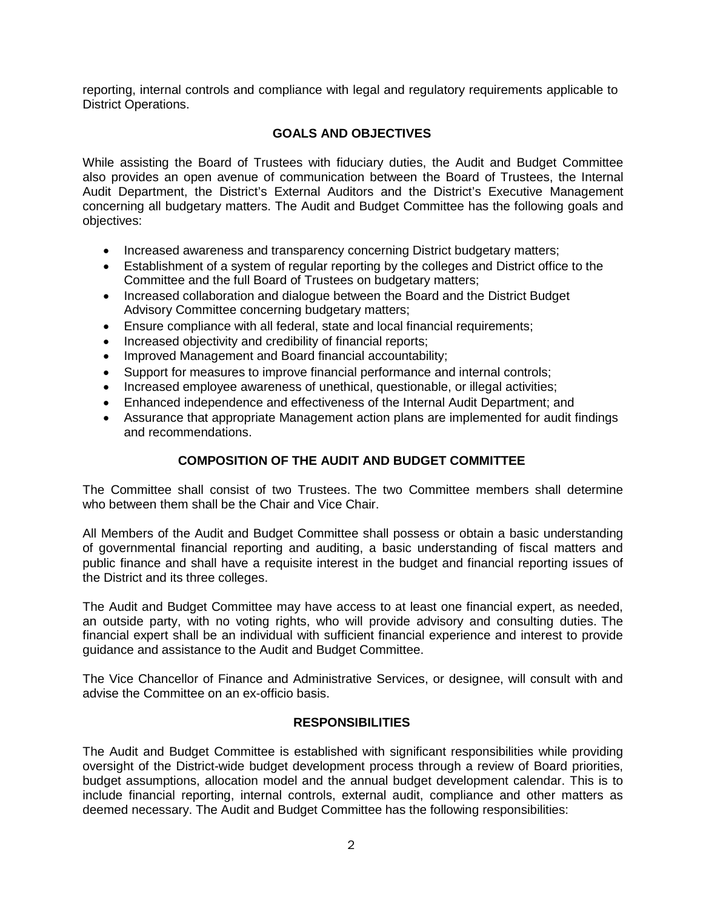reporting, internal controls and compliance with legal and regulatory requirements applicable to District Operations.

## GOALS AND OBJECTIVES

While assisting the Board of Trustees with fiduciary duties, the Audit and Budget Committee also provides an open avenue of communication between the Board of Trustees, the Internal Audit Department, the District's External Auditors and the District's Executive Management concerning all budgetary matters. The Audit and Budget Committee has the following goals and objectives:

- Increased awareness and transparency concerning District budgetary matters;
- Establishment of a system of regular reporting by the colleges and District office to the Committee and the full Board of Trustees on budgetary matters;
- Increased collaboration and dialogue between the Board and the District Budget Advisory Committee concerning budgetary matters;
- Ensure compliance with all federal, state and local financial requirements;
- Increased objectivity and credibility of financial reports;
- Improved Management and Board financial accountability;
- Support for measures to improve financial performance and internal controls;
- Increased employee awareness of unethical, questionable, or illegal activities;
- Enhanced independence and effectiveness of the Internal Audit Department; and
- Assurance that appropriate Management action plans are implemented for audit findings and recommendations.

## COMPOSITION OF THE AUDIT AND BUDGET COMMITTEE

The Committee shall consist of two Trustees. The two Committee members shall determine who between them shall be the Chair and Vice Chair.

All Members of the Audit and Budget Committee shall possess or obtain a basic understanding of governmental financial reporting and auditing, a basic understanding of fiscal matters and public finance and shall have a requisite interest in the budget and financial reporting issues of the District and its three colleges.

The Audit and Budget Committee may have access to at least one financial expert, as needed, an outside party, with no voting rights, who will provide advisory and consulting duties. The financial expert shall be an individual with sufficient financial experience and interest to provide guidance and assistance to the Audit and Budget Committee.

The Vice Chancellor of Finance and Administrative Services, or designee, will consult with and advise the Committee on an ex-officio basis.

## RESPONSIBILITIES

The Audit and Budget Committee is established with significant responsibilities while providing oversight of the District-wide budget development process through a review of Board priorities, budget assumptions, allocation model and the annual budget development calendar. This is to include financial reporting, internal controls, external audit, compliance and other matters as deemed necessary. The Audit and Budget Committee has the following responsibilities: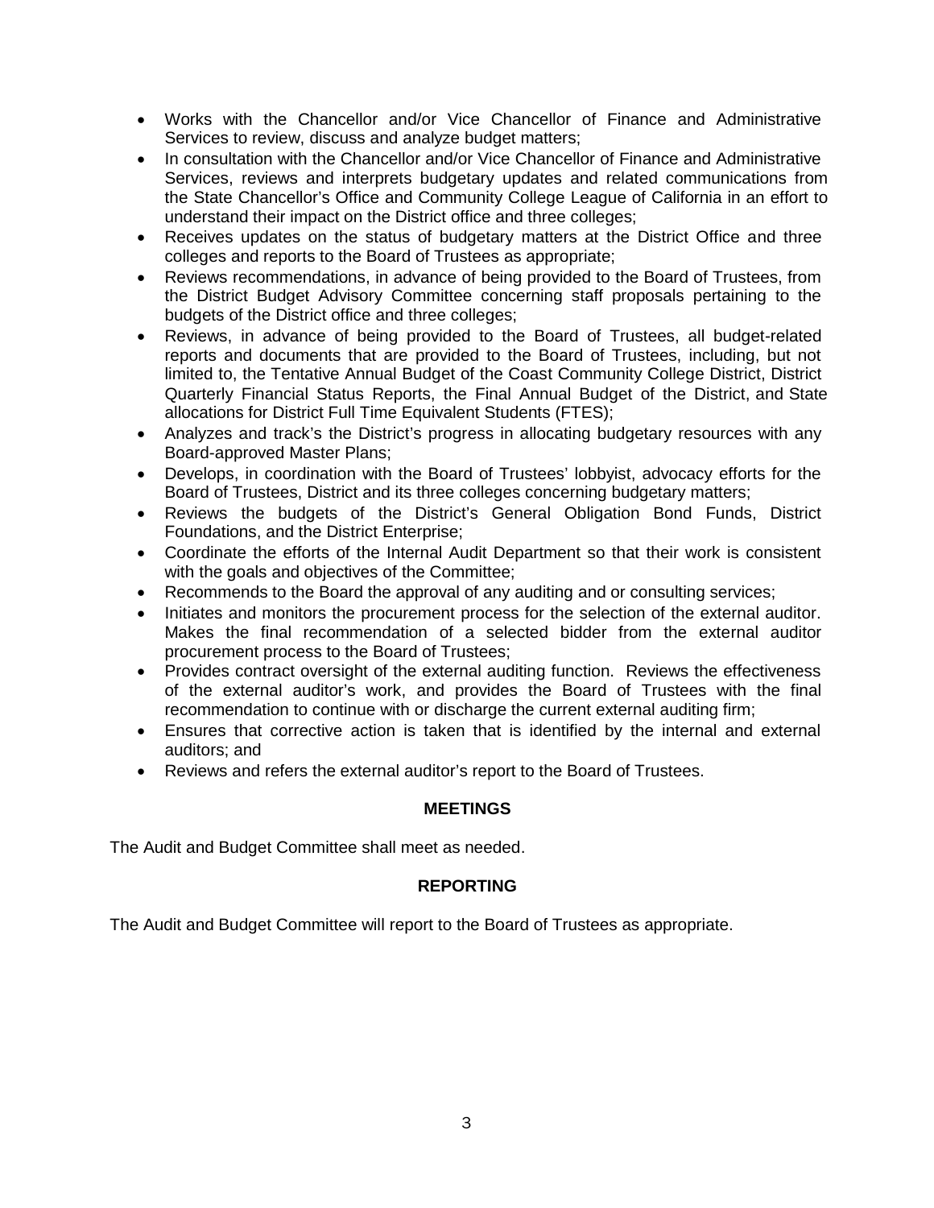- Works with the Chancellor and/or Vice Chancellor of Finance and Administrative Services to review, discuss and analyze budget matters;
- In consultation with the Chancellor and/or Vice Chancellor of Finance and Administrative Services, reviews and interprets budgetary updates and related communications from the State Chancellor's Office and Community College League of California in an effort to understand their impact on the District office and three colleges;
- Receives updates on the status of budgetary matters at the District Office and three colleges and reports to the Board of Trustees as appropriate;
- Reviews recommendations, in advance of being provided to the Board of Trustees, from the District Budget Advisory Committee concerning staff proposals pertaining to the budgets of the District office and three colleges;
- Reviews, in advance of being provided to the Board of Trustees, all budget-related reports and documents that are provided to the Board of Trustees, including, but not limited to, the Tentative Annual Budget of the Coast Community College District, District Quarterly Financial Status Reports, the Final Annual Budget of the District, and State allocations for District Full Time Equivalent Students (FTES);
- Analyzes and track's the District's progress in allocating budgetary resources with any Board-approved Master Plans;
- Develops, in coordination with the Board of Trustees' lobbyist, advocacy efforts for the Board of Trustees, District and its three colleges concerning budgetary matters;
- Reviews the budgets of the District's General Obligation Bond Funds, District Foundations, and the District Enterprise;
- Coordinate the efforts of the Internal Audit Department so that their work is consistent with the goals and objectives of the Committee;
- Recommends to the Board the approval of any auditing and or consulting services;
- Initiates and monitors the procurement process for the selection of the external auditor. Makes the final recommendation of a selected bidder from the external auditor procurement process to the Board of Trustees;
- Provides contract oversight of the external auditing function. Reviews the effectiveness of the external auditor's work, and provides the Board of Trustees with the final recommendation to continue with or discharge the current external auditing firm;
- Ensures that corrective action is taken that is identified by the internal and external auditors; and
- Reviews and refers the external auditor's report to the Board of Trustees.

## MEETINGS

The Audit and Budget Committee shall meet as needed.

## REPORTING

The Audit and Budget Committee will report to the Board of Trustees as appropriate.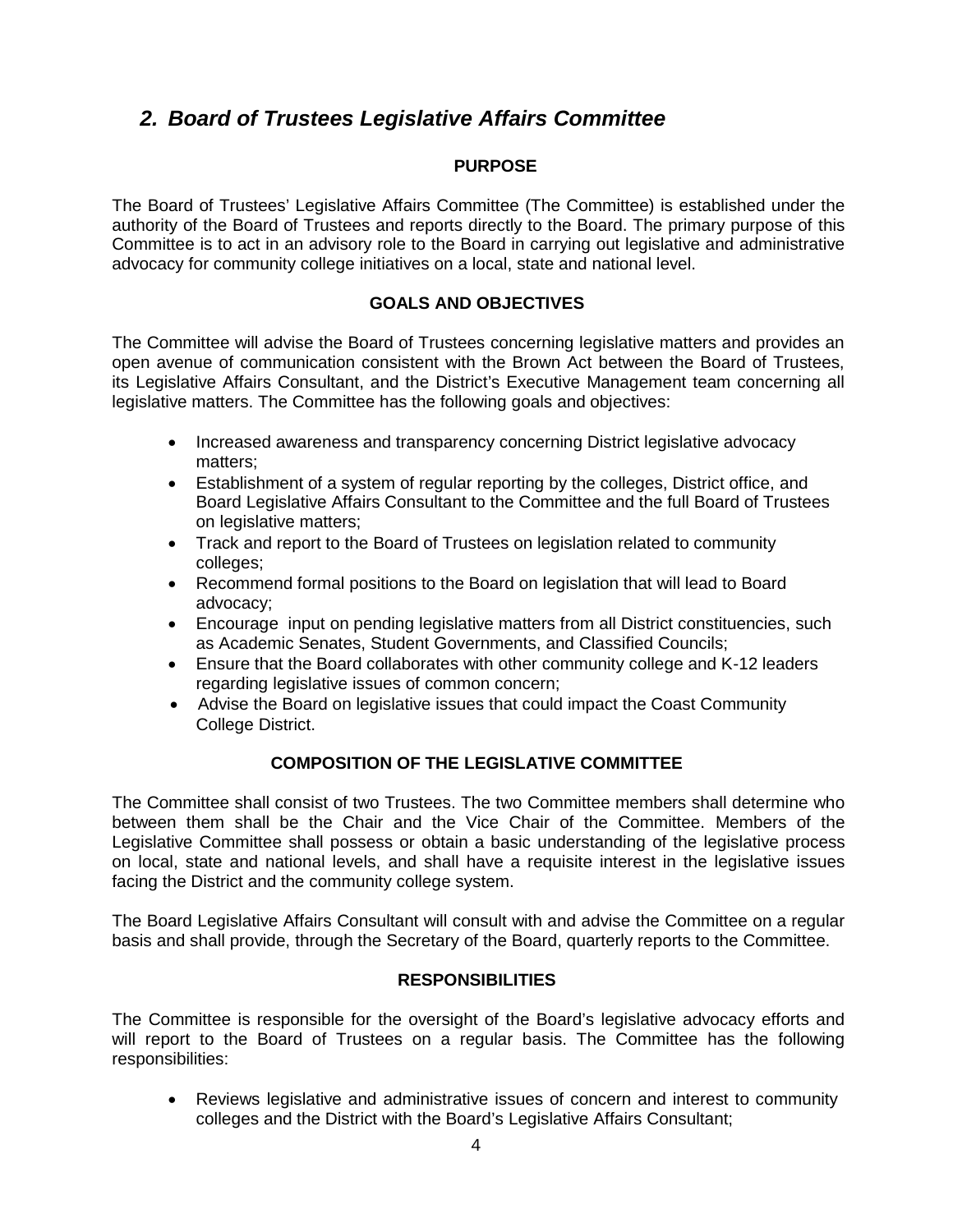## *2. Board of Trustees Legislative Affairs Committee*

### PURPOSE

The Board of Trustees' Legislative Affairs Committee (The Committee) is established under the authority of the Board of Trustees and reports directly to the Board. The primary purpose of this Committee is to act in an advisory role to the Board in carrying out legislative and administrative advocacy for community college initiatives on a local, state and national level.

### GOALS AND OBJECTIVES

The Committee will advise the Board of Trustees concerning legislative matters and provides an open avenue of communication consistent with the Brown Act between the Board of Trustees, its Legislative Affairs Consultant, and the District's Executive Management team concerning all legislative matters. The Committee has the following goals and objectives:

- Increased awareness and transparency concerning District legislative advocacy matters;
- Establishment of a system of regular reporting by the colleges, District office, and Board Legislative Affairs Consultant to the Committee and the full Board of Trustees on legislative matters;
- Track and report to the Board of Trustees on legislation related to community colleges;
- Recommend formal positions to the Board on legislation that will lead to Board advocacy;
- Encourage input on pending legislative matters from all District constituencies, such as Academic Senates, Student Governments, and Classified Councils;
- Ensure that the Board collaborates with other community college and K-12 leaders regarding legislative issues of common concern;
- Advise the Board on legislative issues that could impact the Coast Community College District.

### COMPOSITION OF THE LEGISLATIVE COMMITTEE

The Committee shall consist of two Trustees. The two Committee members shall determine who between them shall be the Chair and the Vice Chair of the Committee. Members of the Legislative Committee shall possess or obtain a basic understanding of the legislative process on local, state and national levels, and shall have a requisite interest in the legislative issues facing the District and the community college system.

The Board Legislative Affairs Consultant will consult with and advise the Committee on a regular basis and shall provide, through the Secretary of the Board, quarterly reports to the Committee.

### RESPONSIBILITIES

The Committee is responsible for the oversight of the Board's legislative advocacy efforts and will report to the Board of Trustees on a regular basis. The Committee has the following responsibilities:

- Reviews legislative and administrative issues of concern and interest to community colleges and the District with the Board's Legislative Affairs Consultant;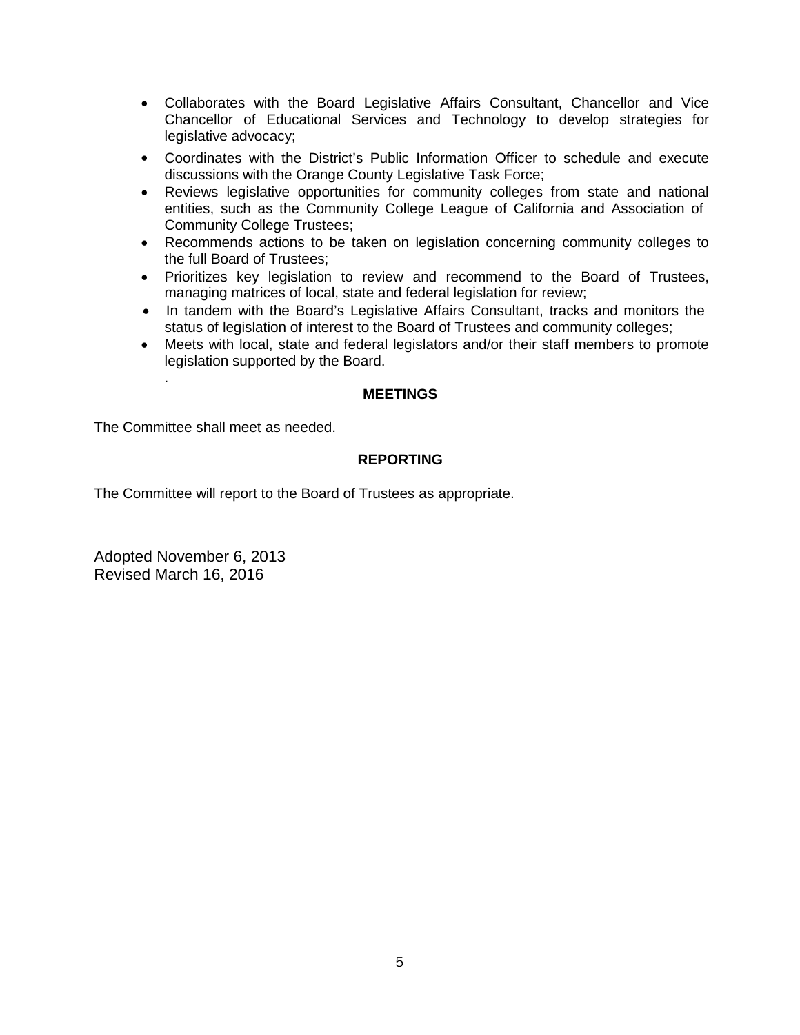- Collaborates with the Board Legislative Affairs Consultant, Chancellor and Vice Chancellor of Educational Services and Technology to develop strategies for legislative advocacy;
- Coordinates with the District's Public Information Officer to schedule and execute discussions with the Orange County Legislative Task Force;
- Reviews legislative opportunities for community colleges from state and national entities, such as the Community College League of California and Association of Community College Trustees;
- Recommends actions to be taken on legislation concerning community colleges to the full Board of Trustees;
- Prioritizes key legislation to review and recommend to the Board of Trustees, managing matrices of local, state and federal legislation for review;
- In tandem with the Board's Legislative Affairs Consultant, tracks and monitors the status of legislation of interest to the Board of Trustees and community colleges;
- Meets with local, state and federal legislators and/or their staff members to promote legislation supported by the Board.

.

**MEETINGS**

The Committee shall meet as needed.

**REPORTING**

The Committee will report to the Board of Trustees as appropriate.

Adopted November 6, 2013
Revised March 16, 2016